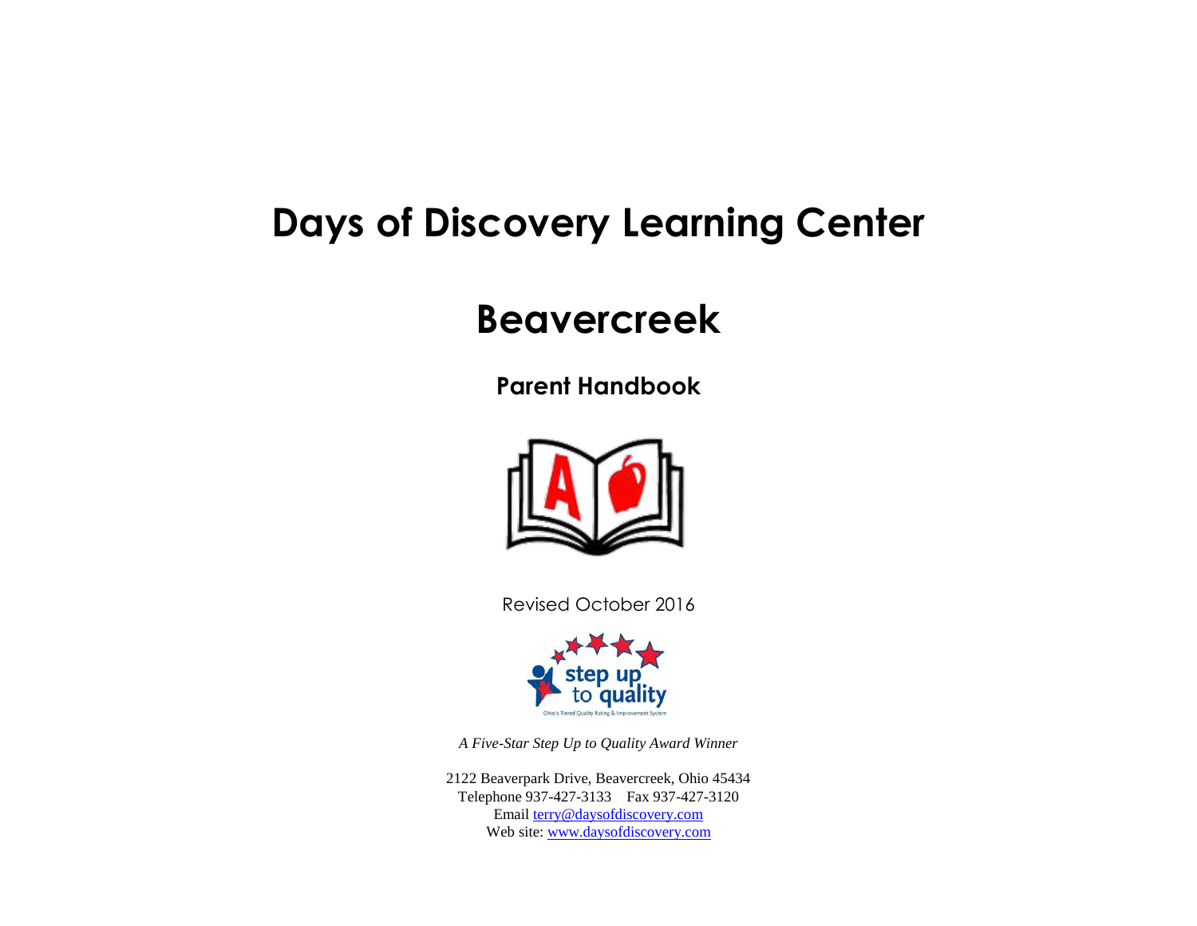# Days of Discovery Learning Center

# Beavercreek

## Parent Handbook

Revised October 2016

*A Five-Star Step Up to Quality Award Winner*

2122 Beaverpark Drive, Beavercreek, Ohio 45434
Telephone 937-427-3133 Fax 937-427-3120
Email terry@daysofdiscovery.com
Web site: www.daysofdiscovery.com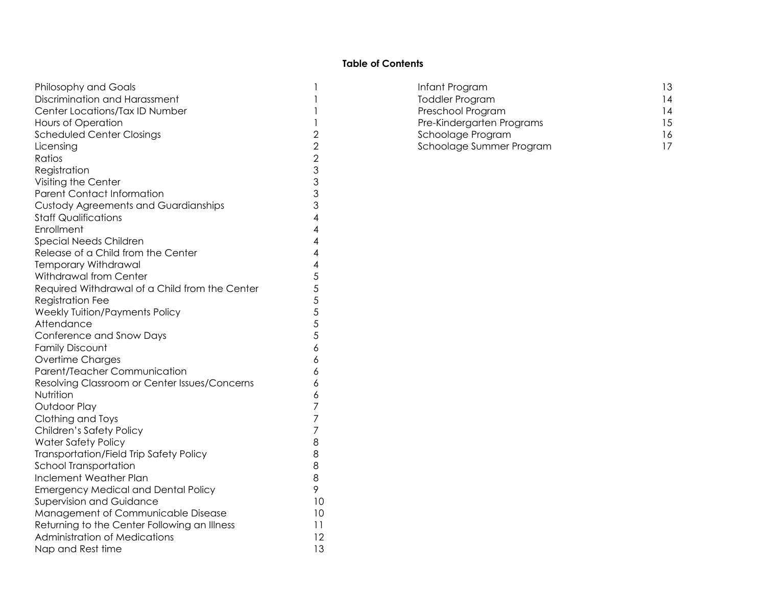**Table of Contents**

| | |
|---|---|
| Philosophy and Goals | 1 |
| Discrimination and Harassment | 1 |
| Center Locations/Tax ID Number | 1 |
| Hours of Operation | 1 |
| Scheduled Center Closings | 2 |
| Licensing | 2 |
| Ratios | 2 |
| Registration | 3 |
| Visiting the Center | 3 |
| Parent Contact Information | 3 |
| Custody Agreements and Guardianships | 3 |
| Staff Qualifications | 4 |
| Enrollment | 4 |
| Special Needs Children | 4 |
| Release of a Child from the Center | 4 |
| Temporary Withdrawal | 4 |
| Withdrawal from Center | 5 |
| Required Withdrawal of a Child from the Center | 5 |
| Registration Fee | 5 |
| Weekly Tuition/Payments Policy | 5 |
| Attendance | 5 |
| Conference and Snow Days | 5 |
| Family Discount | 6 |
| Overtime Charges | 6 |
| Parent/Teacher Communication | 6 |
| Resolving Classroom or Center Issues/Concerns | 6 |
| Nutrition | 6 |
| Outdoor Play | 7 |
| Clothing and Toys | 7 |
| Children's Safety Policy | 7 |
| Water Safety Policy | 8 |
| Transportation/Field Trip Safety Policy | 8 |
| School Transportation | 8 |
| Inclement Weather Plan | 8 |
| Emergency Medical and Dental Policy | 9 |
| Supervision and Guidance | 10 |
| Management of Communicable Disease | 10 |
| Returning to the Center Following an Illness | 11 |
| Administration of Medications | 12 |
| Nap and Rest time | 13 |
| Infant Program | 13 |
| Toddler Program | 14 |
| Preschool Program | 14 |
| Pre-Kindergarten Programs | 15 |
| Schoolage Program | 16 |
| Schoolage Summer Program | 17 |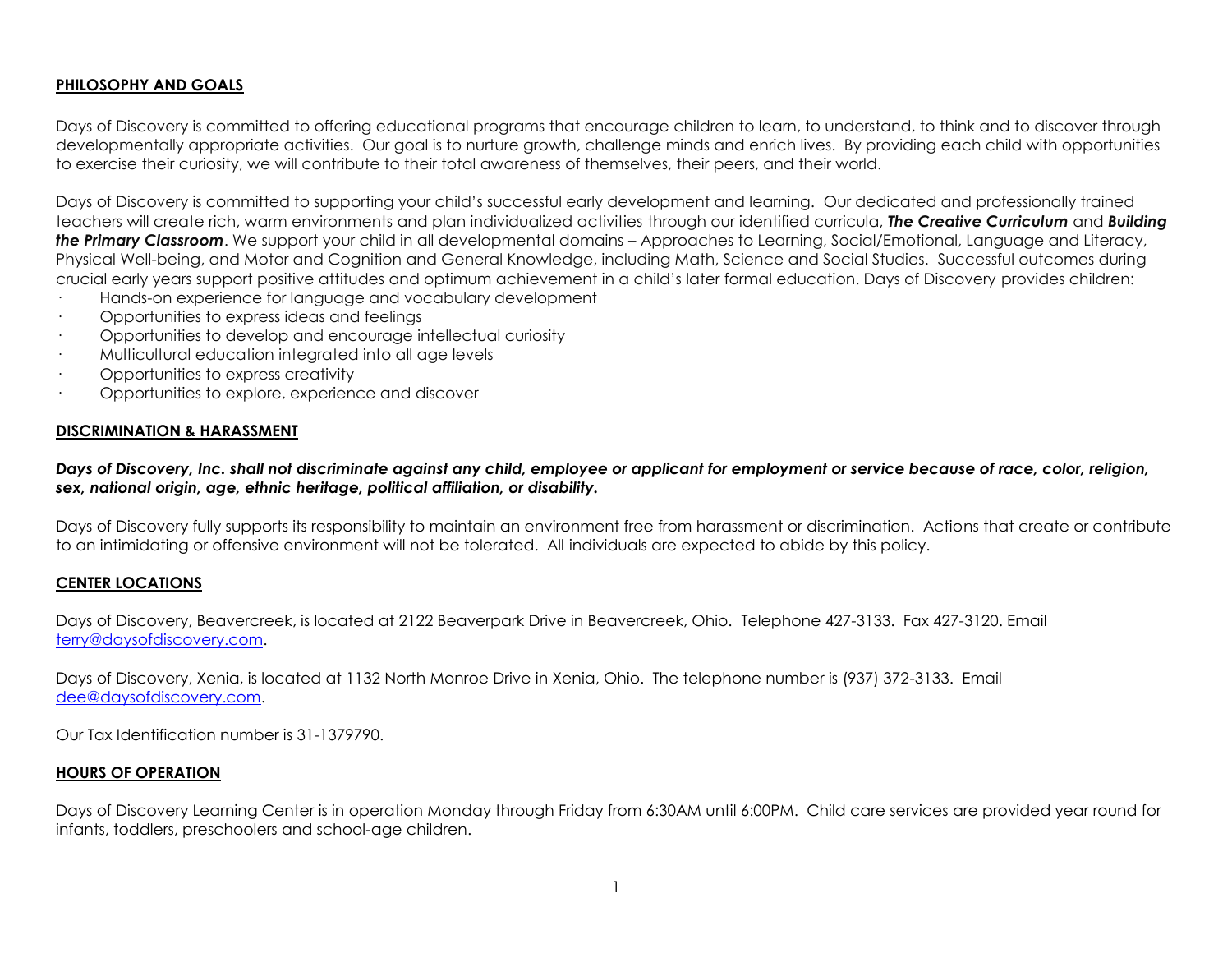## PHILOSOPHY AND GOALS

Days of Discovery is committed to offering educational programs that encourage children to learn, to understand, to think and to discover through developmentally appropriate activities. Our goal is to nurture growth, challenge minds and enrich lives. By providing each child with opportunities to exercise their curiosity, we will contribute to their total awareness of themselves, their peers, and their world.

Days of Discovery is committed to supporting your child's successful early development and learning. Our dedicated and professionally trained teachers will create rich, warm environments and plan individualized activities through our identified curricula, ***The Creative Curriculum*** and ***Building the Primary Classroom***. We support your child in all developmental domains – Approaches to Learning, Social/Emotional, Language and Literacy, Physical Well-being, and Motor and Cognition and General Knowledge, including Math, Science and Social Studies. Successful outcomes during crucial early years support positive attitudes and optimum achievement in a child's later formal education. Days of Discovery provides children:

- Hands-on experience for language and vocabulary development
- Opportunities to express ideas and feelings
- Opportunities to develop and encourage intellectual curiosity
- Multicultural education integrated into all age levels
- Opportunities to express creativity
- Opportunities to explore, experience and discover

## DISCRIMINATION & HARASSMENT

***Days of Discovery, Inc. shall not discriminate against any child, employee or applicant for employment or service because of race, color, religion, sex, national origin, age, ethnic heritage, political affiliation, or disability.***

Days of Discovery fully supports its responsibility to maintain an environment free from harassment or discrimination. Actions that create or contribute to an intimidating or offensive environment will not be tolerated. All individuals are expected to abide by this policy.

## CENTER LOCATIONS

Days of Discovery, Beavercreek, is located at 2122 Beaverpark Drive in Beavercreek, Ohio. Telephone 427-3133. Fax 427-3120. Email terry@daysofdiscovery.com.

Days of Discovery, Xenia, is located at 1132 North Monroe Drive in Xenia, Ohio. The telephone number is (937) 372-3133. Email dee@daysofdiscovery.com.

Our Tax Identification number is 31-1379790.

## HOURS OF OPERATION

Days of Discovery Learning Center is in operation Monday through Friday from 6:30AM until 6:00PM. Child care services are provided year round for infants, toddlers, preschoolers and school-age children.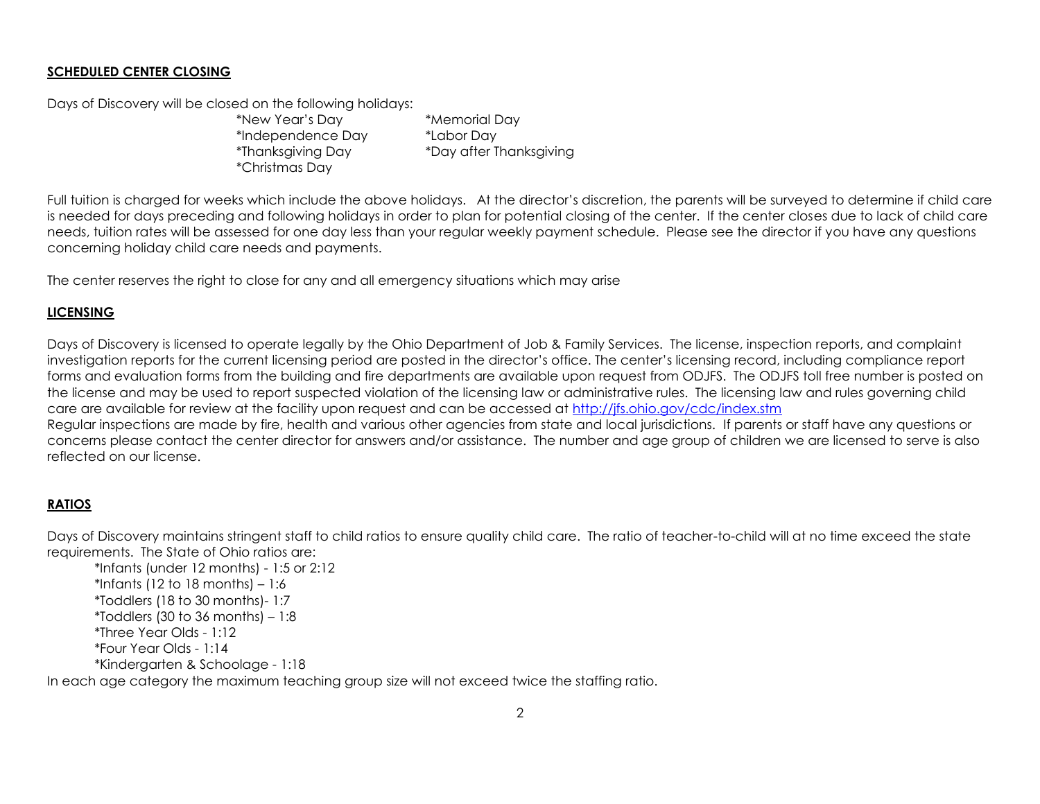## SCHEDULED CENTER CLOSING

Days of Discovery will be closed on the following holidays:

*New Year's Day
*Memorial Day
*Independence Day
*Labor Day
*Thanksgiving Day
*Day after Thanksgiving
*Christmas Day

Full tuition is charged for weeks which include the above holidays. At the director's discretion, the parents will be surveyed to determine if child care is needed for days preceding and following holidays in order to plan for potential closing of the center. If the center closes due to lack of child care needs, tuition rates will be assessed for one day less than your regular weekly payment schedule. Please see the director if you have any questions concerning holiday child care needs and payments.

The center reserves the right to close for any and all emergency situations which may arise

## LICENSING

Days of Discovery is licensed to operate legally by the Ohio Department of Job & Family Services. The license, inspection reports, and complaint investigation reports for the current licensing period are posted in the director's office. The center's licensing record, including compliance report forms and evaluation forms from the building and fire departments are available upon request from ODJFS. The ODJFS toll free number is posted on the license and may be used to report suspected violation of the licensing law or administrative rules. The licensing law and rules governing child care are available for review at the facility upon request and can be accessed at http://jfs.ohio.gov/cdc/index.stm
Regular inspections are made by fire, health and various other agencies from state and local jurisdictions. If parents or staff have any questions or concerns please contact the center director for answers and/or assistance. The number and age group of children we are licensed to serve is also reflected on our license.

## RATIOS

Days of Discovery maintains stringent staff to child ratios to ensure quality child care. The ratio of teacher-to-child will at no time exceed the state requirements. The State of Ohio ratios are:

*Infants (under 12 months) - 1:5 or 2:12
*Infants (12 to 18 months) – 1:6
*Toddlers (18 to 30 months)- 1:7
*Toddlers (30 to 36 months) – 1:8
*Three Year Olds - 1:12
*Four Year Olds - 1:14
*Kindergarten & Schoolage - 1:18

In each age category the maximum teaching group size will not exceed twice the staffing ratio.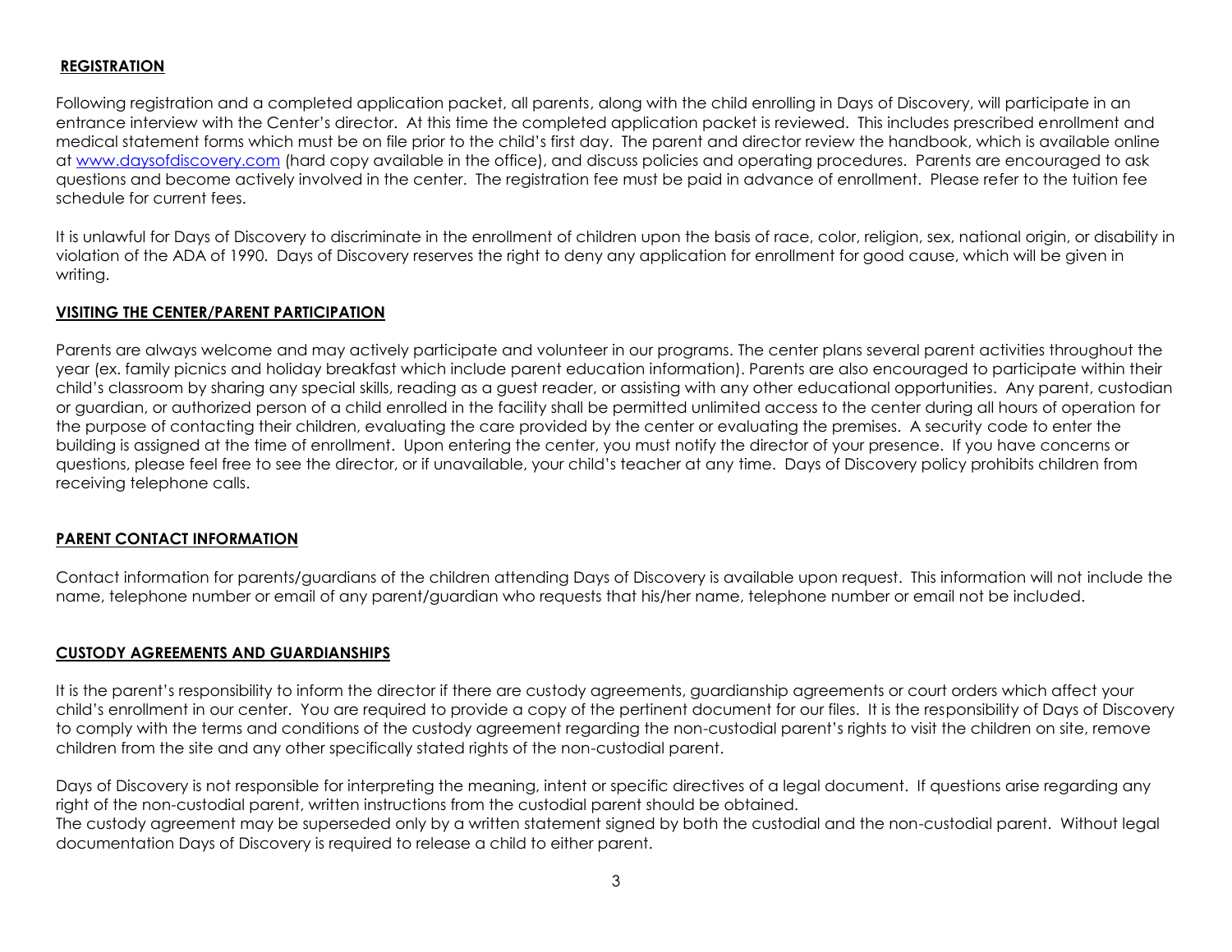## REGISTRATION

Following registration and a completed application packet, all parents, along with the child enrolling in Days of Discovery, will participate in an entrance interview with the Center's director. At this time the completed application packet is reviewed. This includes prescribed enrollment and medical statement forms which must be on file prior to the child's first day. The parent and director review the handbook, which is available online at [www.daysofdiscovery.com](http://www.daysofdiscovery.com) (hard copy available in the office), and discuss policies and operating procedures. Parents are encouraged to ask questions and become actively involved in the center. The registration fee must be paid in advance of enrollment. Please refer to the tuition fee schedule for current fees.

It is unlawful for Days of Discovery to discriminate in the enrollment of children upon the basis of race, color, religion, sex, national origin, or disability in violation of the ADA of 1990. Days of Discovery reserves the right to deny any application for enrollment for good cause, which will be given in writing.

## VISITING THE CENTER/PARENT PARTICIPATION

Parents are always welcome and may actively participate and volunteer in our programs. The center plans several parent activities throughout the year (ex. family picnics and holiday breakfast which include parent education information). Parents are also encouraged to participate within their child's classroom by sharing any special skills, reading as a guest reader, or assisting with any other educational opportunities. Any parent, custodian or guardian, or authorized person of a child enrolled in the facility shall be permitted unlimited access to the center during all hours of operation for the purpose of contacting their children, evaluating the care provided by the center or evaluating the premises. A security code to enter the building is assigned at the time of enrollment. Upon entering the center, you must notify the director of your presence. If you have concerns or questions, please feel free to see the director, or if unavailable, your child's teacher at any time. Days of Discovery policy prohibits children from receiving telephone calls.

## PARENT CONTACT INFORMATION

Contact information for parents/guardians of the children attending Days of Discovery is available upon request. This information will not include the name, telephone number or email of any parent/guardian who requests that his/her name, telephone number or email not be included.

## CUSTODY AGREEMENTS AND GUARDIANSHIPS

It is the parent's responsibility to inform the director if there are custody agreements, guardianship agreements or court orders which affect your child's enrollment in our center. You are required to provide a copy of the pertinent document for our files. It is the responsibility of Days of Discovery to comply with the terms and conditions of the custody agreement regarding the non-custodial parent's rights to visit the children on site, remove children from the site and any other specifically stated rights of the non-custodial parent.

Days of Discovery is not responsible for interpreting the meaning, intent or specific directives of a legal document. If questions arise regarding any right of the non-custodial parent, written instructions from the custodial parent should be obtained.

The custody agreement may be superseded only by a written statement signed by both the custodial and the non-custodial parent. Without legal documentation Days of Discovery is required to release a child to either parent.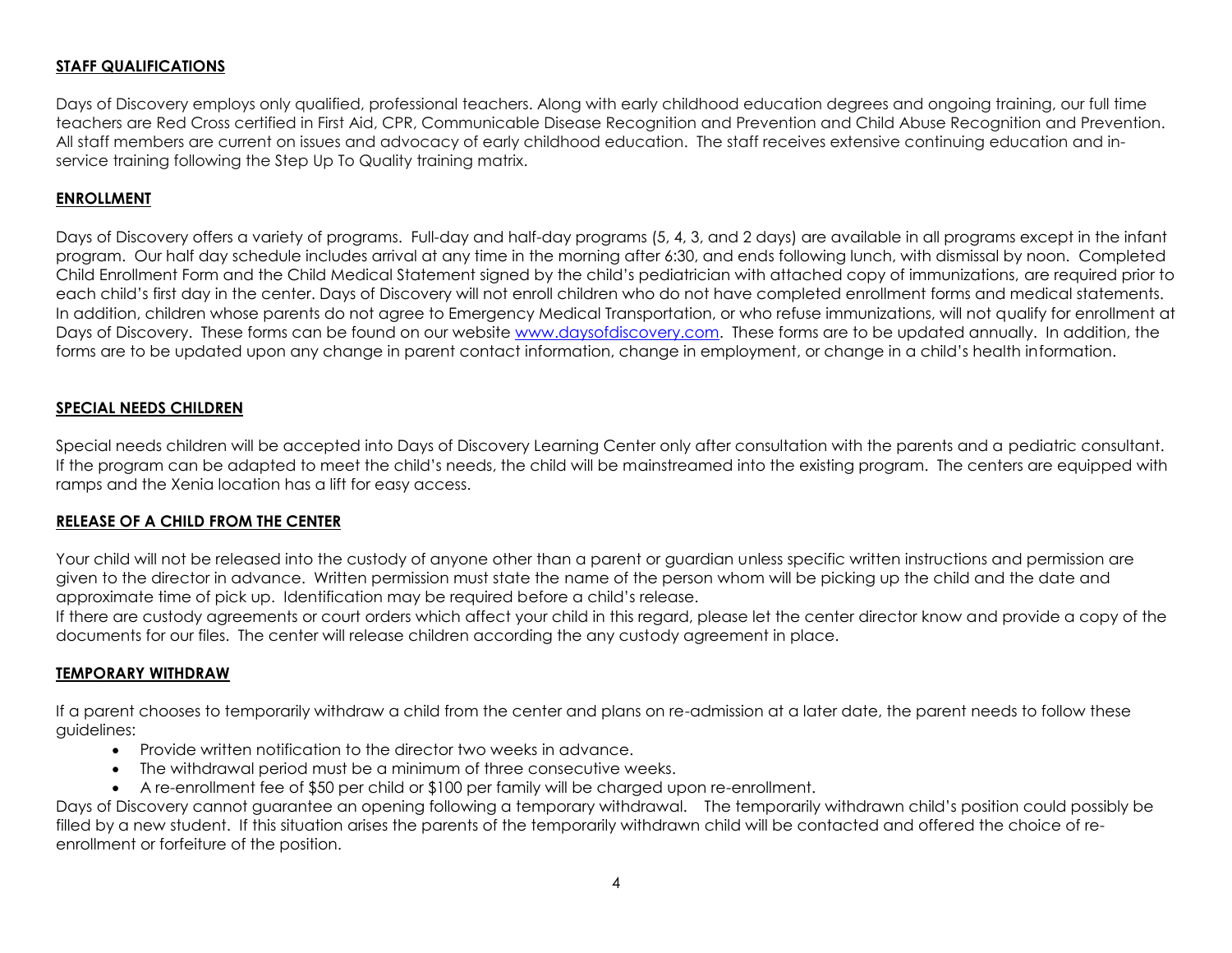## STAFF QUALIFICATIONS

Days of Discovery employs only qualified, professional teachers. Along with early childhood education degrees and ongoing training, our full time teachers are Red Cross certified in First Aid, CPR, Communicable Disease Recognition and Prevention and Child Abuse Recognition and Prevention. All staff members are current on issues and advocacy of early childhood education. The staff receives extensive continuing education and in-service training following the Step Up To Quality training matrix.

## ENROLLMENT

Days of Discovery offers a variety of programs. Full-day and half-day programs (5, 4, 3, and 2 days) are available in all programs except in the infant program. Our half day schedule includes arrival at any time in the morning after 6:30, and ends following lunch, with dismissal by noon. Completed Child Enrollment Form and the Child Medical Statement signed by the child's pediatrician with attached copy of immunizations, are required prior to each child's first day in the center. Days of Discovery will not enroll children who do not have completed enrollment forms and medical statements. In addition, children whose parents do not agree to Emergency Medical Transportation, or who refuse immunizations, will not qualify for enrollment at Days of Discovery. These forms can be found on our website [www.daysofdiscovery.com](http://www.daysofdiscovery.com). These forms are to be updated annually. In addition, the forms are to be updated upon any change in parent contact information, change in employment, or change in a child's health information.

## SPECIAL NEEDS CHILDREN

Special needs children will be accepted into Days of Discovery Learning Center only after consultation with the parents and a pediatric consultant. If the program can be adapted to meet the child's needs, the child will be mainstreamed into the existing program. The centers are equipped with ramps and the Xenia location has a lift for easy access.

## RELEASE OF A CHILD FROM THE CENTER

Your child will not be released into the custody of anyone other than a parent or guardian unless specific written instructions and permission are given to the director in advance. Written permission must state the name of the person whom will be picking up the child and the date and approximate time of pick up. Identification may be required before a child's release.
If there are custody agreements or court orders which affect your child in this regard, please let the center director know and provide a copy of the documents for our files. The center will release children according the any custody agreement in place.

## TEMPORARY WITHDRAW

If a parent chooses to temporarily withdraw a child from the center and plans on re-admission at a later date, the parent needs to follow these guidelines:

- Provide written notification to the director two weeks in advance.
- The withdrawal period must be a minimum of three consecutive weeks.
- A re-enrollment fee of $50 per child or $100 per family will be charged upon re-enrollment.

Days of Discovery cannot guarantee an opening following a temporary withdrawal. The temporarily withdrawn child's position could possibly be filled by a new student. If this situation arises the parents of the temporarily withdrawn child will be contacted and offered the choice of re-enrollment or forfeiture of the position.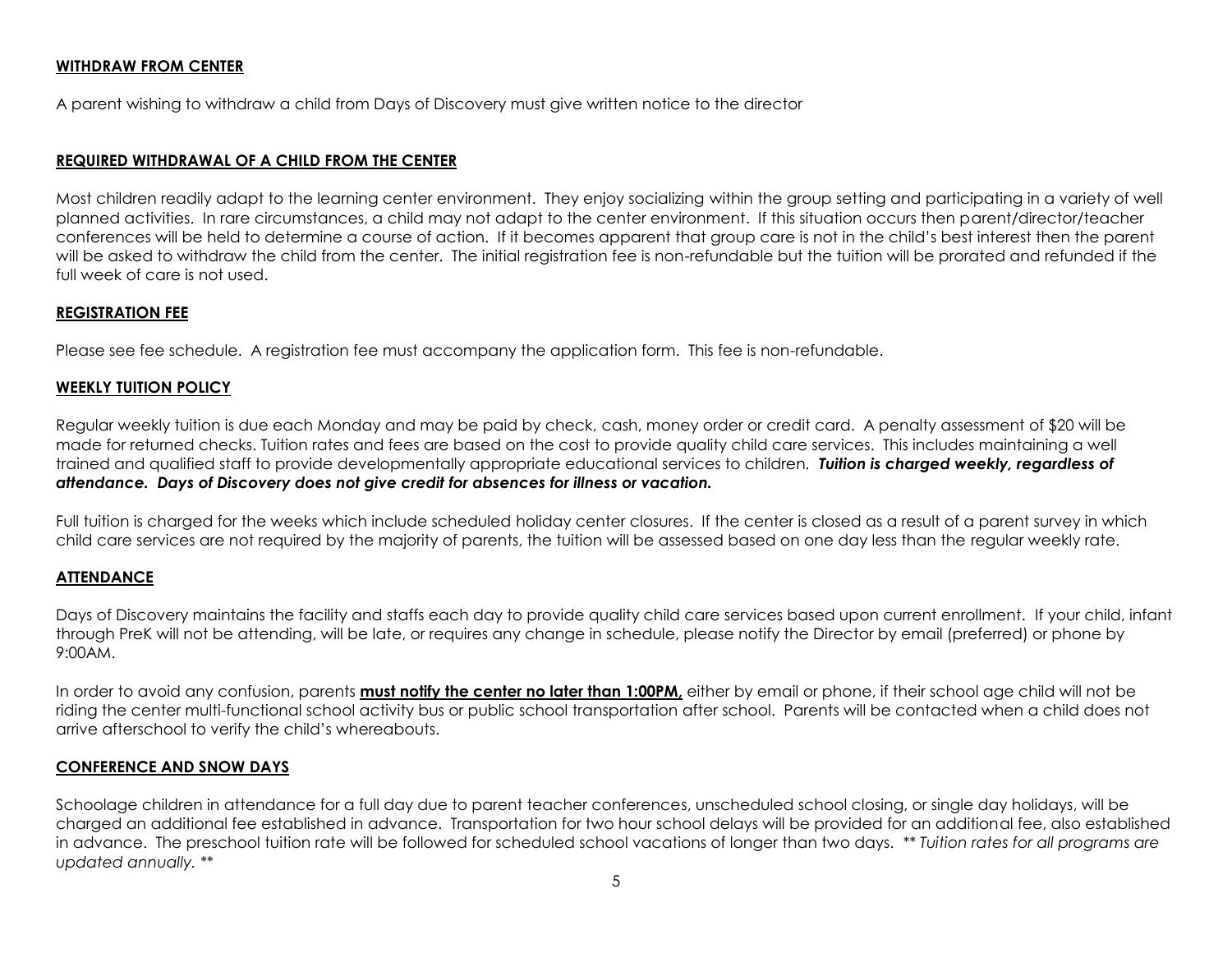## WITHDRAW FROM CENTER

A parent wishing to withdraw a child from Days of Discovery must give written notice to the director

## REQUIRED WITHDRAWAL OF A CHILD FROM THE CENTER

Most children readily adapt to the learning center environment. They enjoy socializing within the group setting and participating in a variety of well planned activities. In rare circumstances, a child may not adapt to the center environment. If this situation occurs then parent/director/teacher conferences will be held to determine a course of action. If it becomes apparent that group care is not in the child's best interest then the parent will be asked to withdraw the child from the center. The initial registration fee is non-refundable but the tuition will be prorated and refunded if the full week of care is not used.

## REGISTRATION FEE

Please see fee schedule. A registration fee must accompany the application form. This fee is non-refundable.

## WEEKLY TUITION POLICY

Regular weekly tuition is due each Monday and may be paid by check, cash, money order or credit card. A penalty assessment of $20 will be made for returned checks. Tuition rates and fees are based on the cost to provide quality child care services. This includes maintaining a well trained and qualified staff to provide developmentally appropriate educational services to children. ***Tuition is charged weekly, regardless of attendance. Days of Discovery does not give credit for absences for illness or vacation.***

Full tuition is charged for the weeks which include scheduled holiday center closures. If the center is closed as a result of a parent survey in which child care services are not required by the majority of parents, the tuition will be assessed based on one day less than the regular weekly rate.

## ATTENDANCE

Days of Discovery maintains the facility and staffs each day to provide quality child care services based upon current enrollment. If your child, infant through PreK will not be attending, will be late, or requires any change in schedule, please notify the Director by email (preferred) or phone by 9:00AM.

In order to avoid any confusion, parents **must notify the center no later than 1:00PM,** either by email or phone, if their school age child will not be riding the center multi-functional school activity bus or public school transportation after school. Parents will be contacted when a child does not arrive afterschool to verify the child's whereabouts.

## CONFERENCE AND SNOW DAYS

Schoolage children in attendance for a full day due to parent teacher conferences, unscheduled school closing, or single day holidays, will be charged an additional fee established in advance. Transportation for two hour school delays will be provided for an additional fee, also established in advance. The preschool tuition rate will be followed for scheduled school vacations of longer than two days. *** Tuition rates for all programs are updated annually. ***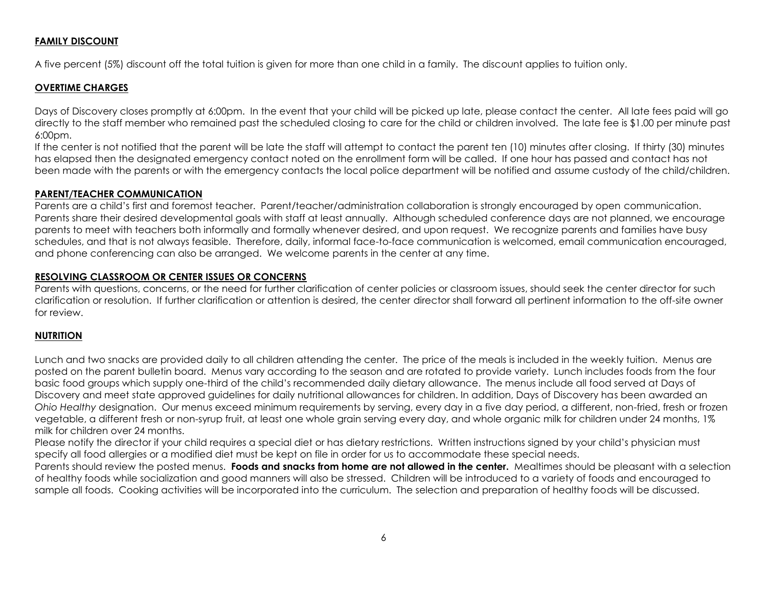## FAMILY DISCOUNT

A five percent (5%) discount off the total tuition is given for more than one child in a family. The discount applies to tuition only.

## OVERTIME CHARGES

Days of Discovery closes promptly at 6:00pm. In the event that your child will be picked up late, please contact the center. All late fees paid will go directly to the staff member who remained past the scheduled closing to care for the child or children involved. The late fee is $1.00 per minute past 6:00pm.

If the center is not notified that the parent will be late the staff will attempt to contact the parent ten (10) minutes after closing. If thirty (30) minutes has elapsed then the designated emergency contact noted on the enrollment form will be called. If one hour has passed and contact has not been made with the parents or with the emergency contacts the local police department will be notified and assume custody of the child/children.

## PARENT/TEACHER COMMUNICATION

Parents are a child's first and foremost teacher. Parent/teacher/administration collaboration is strongly encouraged by open communication. Parents share their desired developmental goals with staff at least annually. Although scheduled conference days are not planned, we encourage parents to meet with teachers both informally and formally whenever desired, and upon request. We recognize parents and families have busy schedules, and that is not always feasible. Therefore, daily, informal face-to-face communication is welcomed, email communication encouraged, and phone conferencing can also be arranged. We welcome parents in the center at any time.

## RESOLVING CLASSROOM OR CENTER ISSUES OR CONCERNS

Parents with questions, concerns, or the need for further clarification of center policies or classroom issues, should seek the center director for such clarification or resolution. If further clarification or attention is desired, the center director shall forward all pertinent information to the off-site owner for review.

## NUTRITION

Lunch and two snacks are provided daily to all children attending the center. The price of the meals is included in the weekly tuition. Menus are posted on the parent bulletin board. Menus vary according to the season and are rotated to provide variety. Lunch includes foods from the four basic food groups which supply one-third of the child's recommended daily dietary allowance. The menus include all food served at Days of Discovery and meet state approved guidelines for daily nutritional allowances for children. In addition, Days of Discovery has been awarded an *Ohio Healthy* designation. Our menus exceed minimum requirements by serving, every day in a five day period, a different, non-fried, fresh or frozen vegetable, a different fresh or non-syrup fruit, at least one whole grain serving every day, and whole organic milk for children under 24 months, 1% milk for children over 24 months.

Please notify the director if your child requires a special diet or has dietary restrictions. Written instructions signed by your child's physician must specify all food allergies or a modified diet must be kept on file in order for us to accommodate these special needs.

Parents should review the posted menus. **Foods and snacks from home are not allowed in the center.** Mealtimes should be pleasant with a selection of healthy foods while socialization and good manners will also be stressed. Children will be introduced to a variety of foods and encouraged to sample all foods. Cooking activities will be incorporated into the curriculum. The selection and preparation of healthy foods will be discussed.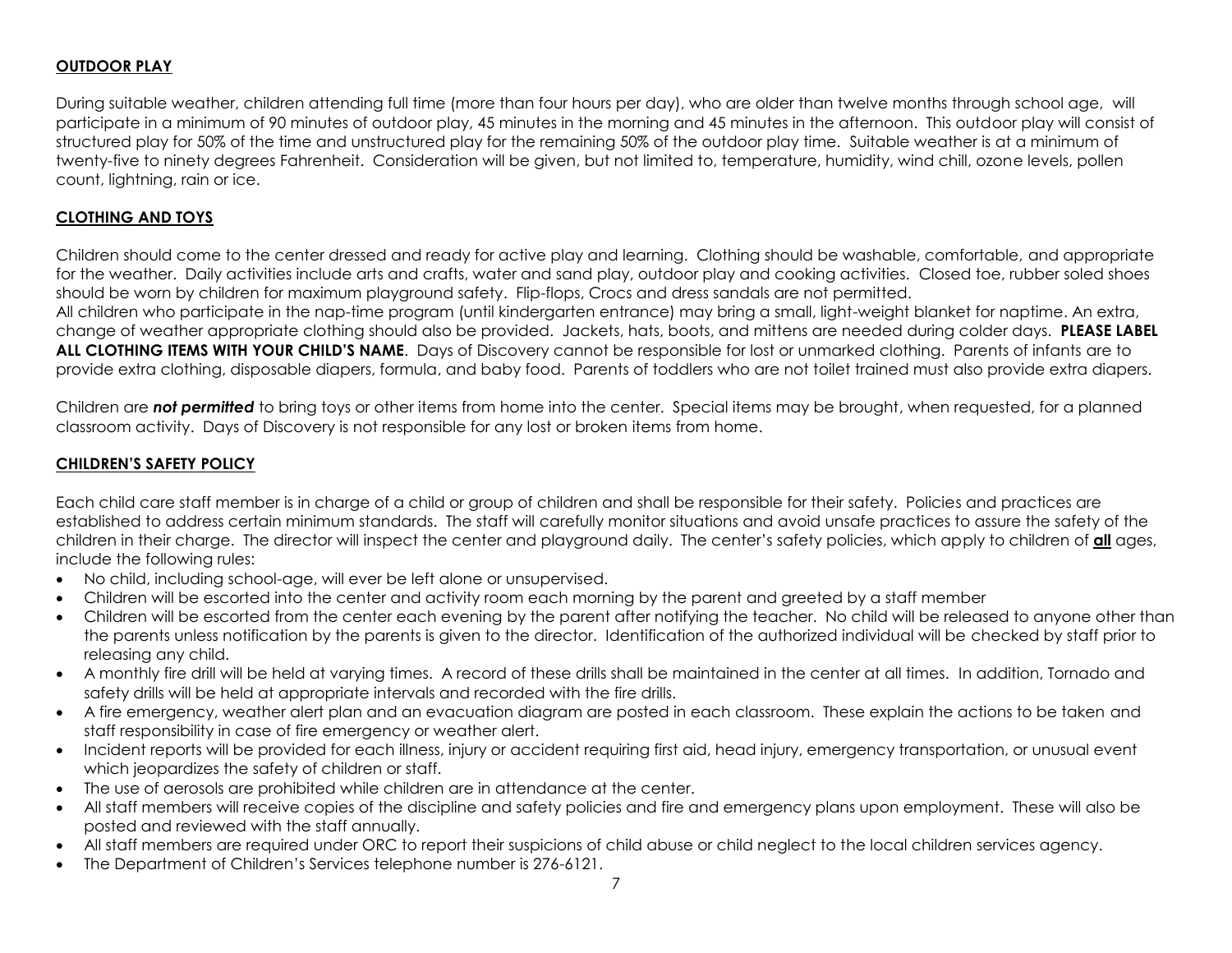## OUTDOOR PLAY

During suitable weather, children attending full time (more than four hours per day), who are older than twelve months through school age, will participate in a minimum of 90 minutes of outdoor play, 45 minutes in the morning and 45 minutes in the afternoon. This outdoor play will consist of structured play for 50% of the time and unstructured play for the remaining 50% of the outdoor play time. Suitable weather is at a minimum of twenty-five to ninety degrees Fahrenheit. Consideration will be given, but not limited to, temperature, humidity, wind chill, ozone levels, pollen count, lightning, rain or ice.

## CLOTHING AND TOYS

Children should come to the center dressed and ready for active play and learning. Clothing should be washable, comfortable, and appropriate for the weather. Daily activities include arts and crafts, water and sand play, outdoor play and cooking activities. Closed toe, rubber soled shoes should be worn by children for maximum playground safety. Flip-flops, Crocs and dress sandals are not permitted.
All children who participate in the nap-time program (until kindergarten entrance) may bring a small, light-weight blanket for naptime. An extra, change of weather appropriate clothing should also be provided. Jackets, hats, boots, and mittens are needed during colder days. **PLEASE LABEL ALL CLOTHING ITEMS WITH YOUR CHILD'S NAME**. Days of Discovery cannot be responsible for lost or unmarked clothing. Parents of infants are to provide extra clothing, disposable diapers, formula, and baby food. Parents of toddlers who are not toilet trained must also provide extra diapers.

Children are ***not permitted*** to bring toys or other items from home into the center. Special items may be brought, when requested, for a planned classroom activity. Days of Discovery is not responsible for any lost or broken items from home.

## CHILDREN'S SAFETY POLICY

Each child care staff member is in charge of a child or group of children and shall be responsible for their safety. Policies and practices are established to address certain minimum standards. The staff will carefully monitor situations and avoid unsafe practices to assure the safety of the children in their charge. The director will inspect the center and playground daily. The center's safety policies, which apply to children of **all** ages, include the following rules:

- No child, including school-age, will ever be left alone or unsupervised.
- Children will be escorted into the center and activity room each morning by the parent and greeted by a staff member
- Children will be escorted from the center each evening by the parent after notifying the teacher. No child will be released to anyone other than the parents unless notification by the parents is given to the director. Identification of the authorized individual will be checked by staff prior to releasing any child.
- A monthly fire drill will be held at varying times. A record of these drills shall be maintained in the center at all times. In addition, Tornado and safety drills will be held at appropriate intervals and recorded with the fire drills.
- A fire emergency, weather alert plan and an evacuation diagram are posted in each classroom. These explain the actions to be taken and staff responsibility in case of fire emergency or weather alert.
- Incident reports will be provided for each illness, injury or accident requiring first aid, head injury, emergency transportation, or unusual event which jeopardizes the safety of children or staff.
- The use of aerosols are prohibited while children are in attendance at the center.
- All staff members will receive copies of the discipline and safety policies and fire and emergency plans upon employment. These will also be posted and reviewed with the staff annually.
- All staff members are required under ORC to report their suspicions of child abuse or child neglect to the local children services agency.
- The Department of Children's Services telephone number is 276-6121.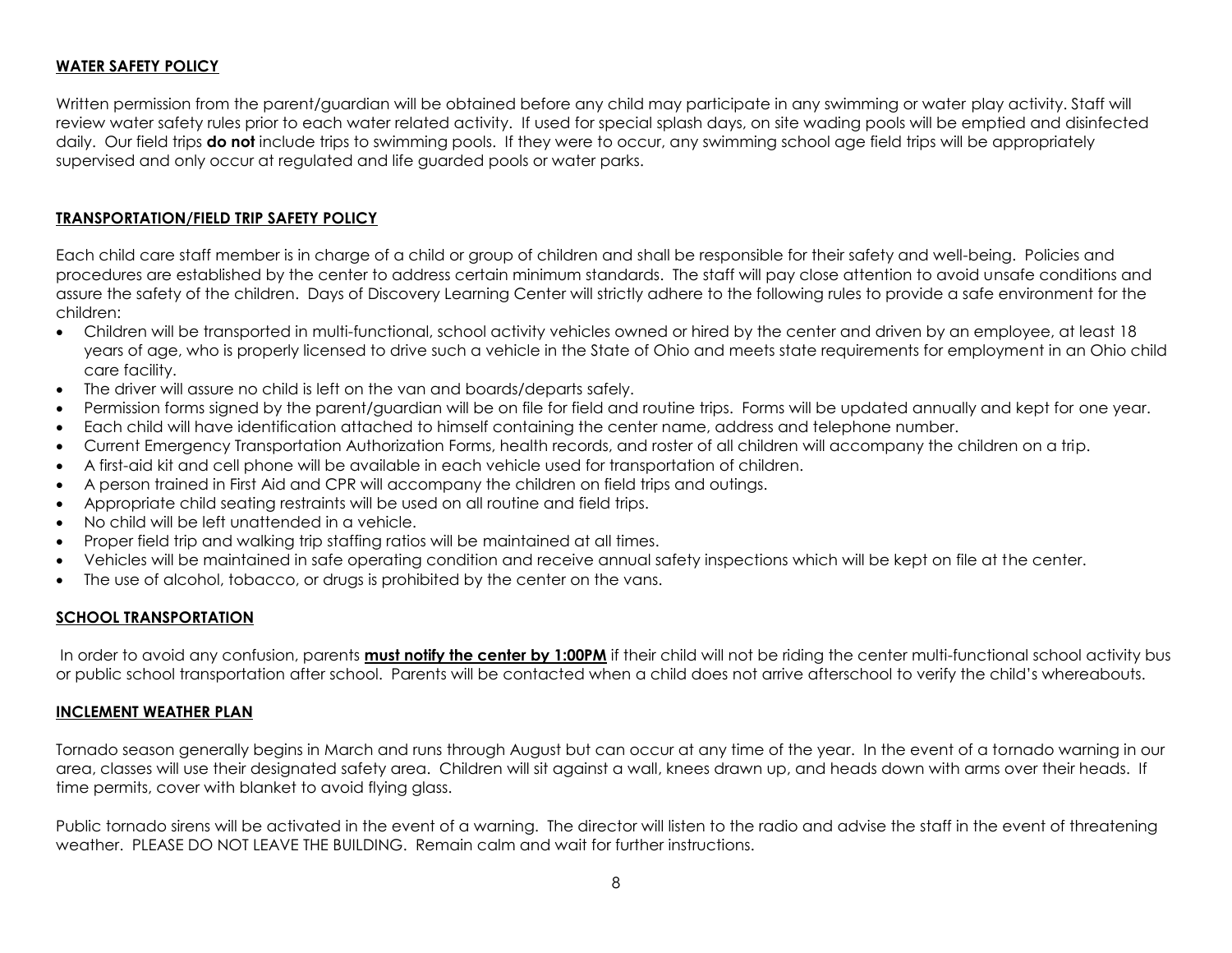## WATER SAFETY POLICY

Written permission from the parent/guardian will be obtained before any child may participate in any swimming or water play activity. Staff will review water safety rules prior to each water related activity. If used for special splash days, on site wading pools will be emptied and disinfected daily. Our field trips **do not** include trips to swimming pools. If they were to occur, any swimming school age field trips will be appropriately supervised and only occur at regulated and life guarded pools or water parks.

## TRANSPORTATION/FIELD TRIP SAFETY POLICY

Each child care staff member is in charge of a child or group of children and shall be responsible for their safety and well-being. Policies and procedures are established by the center to address certain minimum standards. The staff will pay close attention to avoid unsafe conditions and assure the safety of the children. Days of Discovery Learning Center will strictly adhere to the following rules to provide a safe environment for the children:

- Children will be transported in multi-functional, school activity vehicles owned or hired by the center and driven by an employee, at least 18 years of age, who is properly licensed to drive such a vehicle in the State of Ohio and meets state requirements for employment in an Ohio child care facility.
- The driver will assure no child is left on the van and boards/departs safely.
- Permission forms signed by the parent/guardian will be on file for field and routine trips. Forms will be updated annually and kept for one year.
- Each child will have identification attached to himself containing the center name, address and telephone number.
- Current Emergency Transportation Authorization Forms, health records, and roster of all children will accompany the children on a trip.
- A first-aid kit and cell phone will be available in each vehicle used for transportation of children.
- A person trained in First Aid and CPR will accompany the children on field trips and outings.
- Appropriate child seating restraints will be used on all routine and field trips.
- No child will be left unattended in a vehicle.
- Proper field trip and walking trip staffing ratios will be maintained at all times.
- Vehicles will be maintained in safe operating condition and receive annual safety inspections which will be kept on file at the center.
- The use of alcohol, tobacco, or drugs is prohibited by the center on the vans.

## SCHOOL TRANSPORTATION

In order to avoid any confusion, parents **must notify the center by 1:00PM** if their child will not be riding the center multi-functional school activity bus or public school transportation after school. Parents will be contacted when a child does not arrive afterschool to verify the child's whereabouts.

## INCLEMENT WEATHER PLAN

Tornado season generally begins in March and runs through August but can occur at any time of the year. In the event of a tornado warning in our area, classes will use their designated safety area. Children will sit against a wall, knees drawn up, and heads down with arms over their heads. If time permits, cover with blanket to avoid flying glass.

Public tornado sirens will be activated in the event of a warning. The director will listen to the radio and advise the staff in the event of threatening weather. PLEASE DO NOT LEAVE THE BUILDING. Remain calm and wait for further instructions.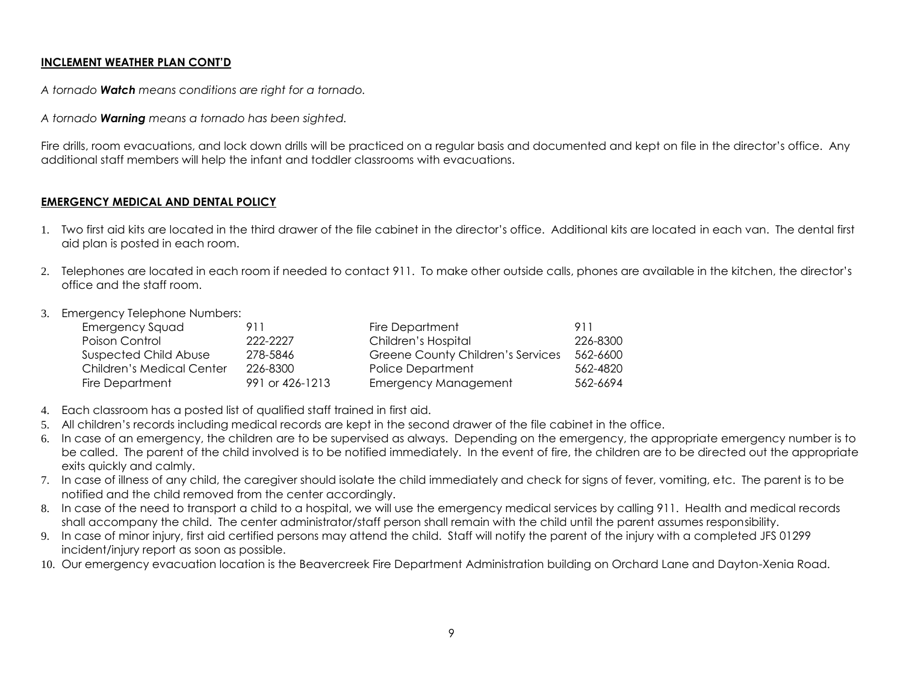## INCLEMENT WEATHER PLAN CONT'D

*A tornado **Watch** means conditions are right for a tornado.*

*A tornado **Warning** means a tornado has been sighted.*

Fire drills, room evacuations, and lock down drills will be practiced on a regular basis and documented and kept on file in the director's office. Any additional staff members will help the infant and toddler classrooms with evacuations.

## EMERGENCY MEDICAL AND DENTAL POLICY

1. Two first aid kits are located in the third drawer of the file cabinet in the director's office. Additional kits are located in each van. The dental first aid plan is posted in each room.

2. Telephones are located in each room if needed to contact 911. To make other outside calls, phones are available in the kitchen, the director's office and the staff room.

3. Emergency Telephone Numbers:

| | | | |
|---|---|---|---|
| Emergency Squad | 911 | Fire Department | 911 |
| Poison Control | 222-2227 | Children's Hospital | 226-8300 |
| Suspected Child Abuse | 278-5846 | Greene County Children's Services | 562-6600 |
| Children's Medical Center | 226-8300 | Police Department | 562-4820 |
| Fire Department | 991 or 426-1213 | Emergency Management | 562-6694 |

4. Each classroom has a posted list of qualified staff trained in first aid.
5. All children's records including medical records are kept in the second drawer of the file cabinet in the office.
6. In case of an emergency, the children are to be supervised as always. Depending on the emergency, the appropriate emergency number is to be called. The parent of the child involved is to be notified immediately. In the event of fire, the children are to be directed out the appropriate exits quickly and calmly.
7. In case of illness of any child, the caregiver should isolate the child immediately and check for signs of fever, vomiting, etc. The parent is to be notified and the child removed from the center accordingly.
8. In case of the need to transport a child to a hospital, we will use the emergency medical services by calling 911. Health and medical records shall accompany the child. The center administrator/staff person shall remain with the child until the parent assumes responsibility.
9. In case of minor injury, first aid certified persons may attend the child. Staff will notify the parent of the injury with a completed JFS 01299 incident/injury report as soon as possible.
10. Our emergency evacuation location is the Beavercreek Fire Department Administration building on Orchard Lane and Dayton-Xenia Road.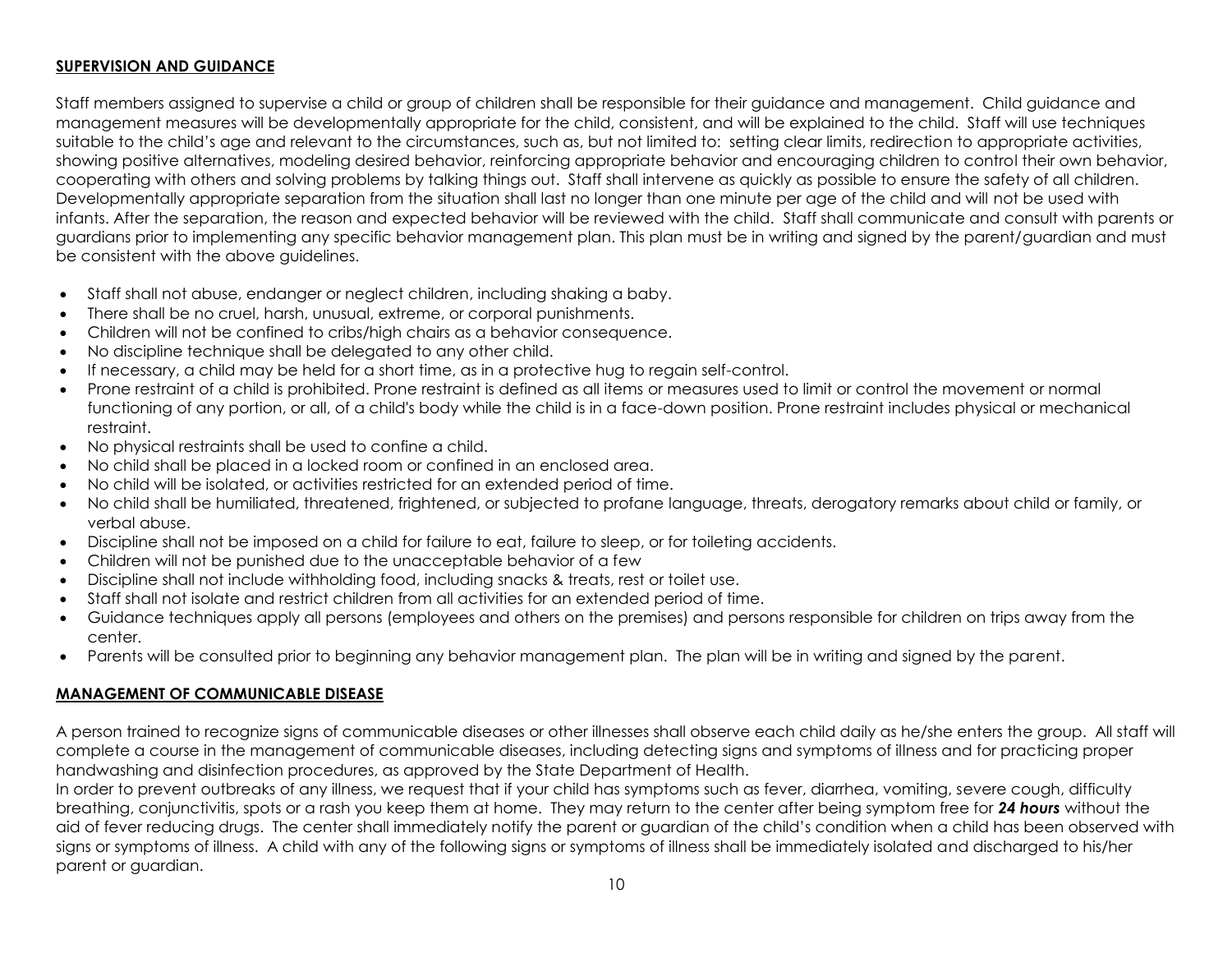## SUPERVISION AND GUIDANCE

Staff members assigned to supervise a child or group of children shall be responsible for their guidance and management. Child guidance and management measures will be developmentally appropriate for the child, consistent, and will be explained to the child. Staff will use techniques suitable to the child's age and relevant to the circumstances, such as, but not limited to: setting clear limits, redirection to appropriate activities, showing positive alternatives, modeling desired behavior, reinforcing appropriate behavior and encouraging children to control their own behavior, cooperating with others and solving problems by talking things out. Staff shall intervene as quickly as possible to ensure the safety of all children. Developmentally appropriate separation from the situation shall last no longer than one minute per age of the child and will not be used with infants. After the separation, the reason and expected behavior will be reviewed with the child. Staff shall communicate and consult with parents or guardians prior to implementing any specific behavior management plan. This plan must be in writing and signed by the parent/guardian and must be consistent with the above guidelines.

- Staff shall not abuse, endanger or neglect children, including shaking a baby.
- There shall be no cruel, harsh, unusual, extreme, or corporal punishments.
- Children will not be confined to cribs/high chairs as a behavior consequence.
- No discipline technique shall be delegated to any other child.
- If necessary, a child may be held for a short time, as in a protective hug to regain self-control.
- Prone restraint of a child is prohibited. Prone restraint is defined as all items or measures used to limit or control the movement or normal functioning of any portion, or all, of a child's body while the child is in a face-down position. Prone restraint includes physical or mechanical restraint.
- No physical restraints shall be used to confine a child.
- No child shall be placed in a locked room or confined in an enclosed area.
- No child will be isolated, or activities restricted for an extended period of time.
- No child shall be humiliated, threatened, frightened, or subjected to profane language, threats, derogatory remarks about child or family, or verbal abuse.
- Discipline shall not be imposed on a child for failure to eat, failure to sleep, or for toileting accidents.
- Children will not be punished due to the unacceptable behavior of a few
- Discipline shall not include withholding food, including snacks & treats, rest or toilet use.
- Staff shall not isolate and restrict children from all activities for an extended period of time.
- Guidance techniques apply all persons (employees and others on the premises) and persons responsible for children on trips away from the center.
- Parents will be consulted prior to beginning any behavior management plan. The plan will be in writing and signed by the parent.

## MANAGEMENT OF COMMUNICABLE DISEASE

A person trained to recognize signs of communicable diseases or other illnesses shall observe each child daily as he/she enters the group. All staff will complete a course in the management of communicable diseases, including detecting signs and symptoms of illness and for practicing proper handwashing and disinfection procedures, as approved by the State Department of Health.

In order to prevent outbreaks of any illness, we request that if your child has symptoms such as fever, diarrhea, vomiting, severe cough, difficulty breathing, conjunctivitis, spots or a rash you keep them at home. They may return to the center after being symptom free for ***24 hours*** without the aid of fever reducing drugs. The center shall immediately notify the parent or guardian of the child's condition when a child has been observed with signs or symptoms of illness. A child with any of the following signs or symptoms of illness shall be immediately isolated and discharged to his/her parent or guardian.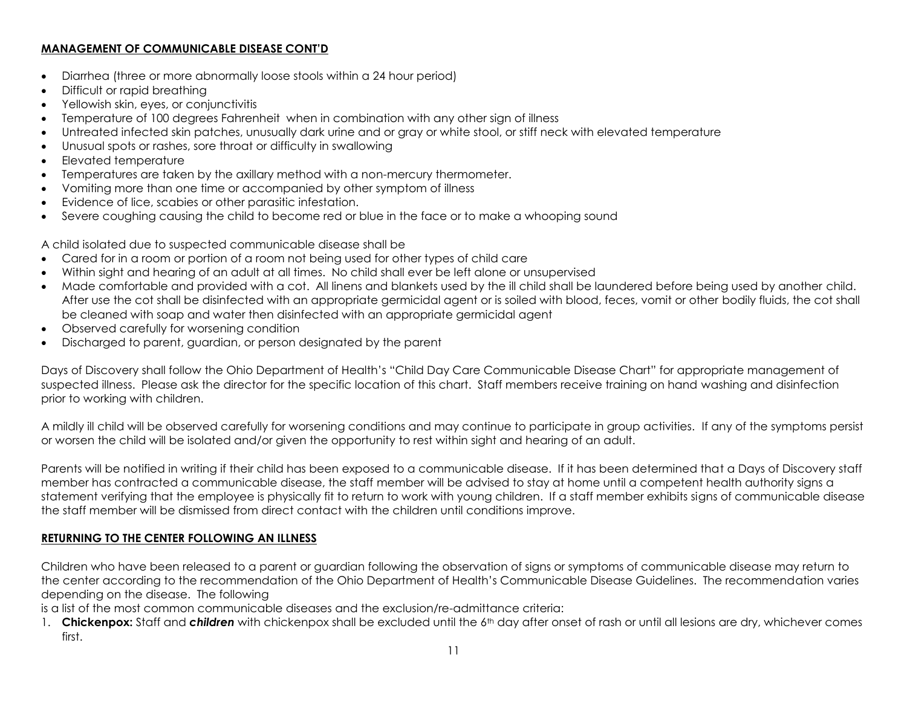## MANAGEMENT OF COMMUNICABLE DISEASE CONT'D

- Diarrhea (three or more abnormally loose stools within a 24 hour period)
- Difficult or rapid breathing
- Yellowish skin, eyes, or conjunctivitis
- Temperature of 100 degrees Fahrenheit when in combination with any other sign of illness
- Untreated infected skin patches, unusually dark urine and or gray or white stool, or stiff neck with elevated temperature
- Unusual spots or rashes, sore throat or difficulty in swallowing
- Elevated temperature
- Temperatures are taken by the axillary method with a non-mercury thermometer.
- Vomiting more than one time or accompanied by other symptom of illness
- Evidence of lice, scabies or other parasitic infestation.
- Severe coughing causing the child to become red or blue in the face or to make a whooping sound

A child isolated due to suspected communicable disease shall be

- Cared for in a room or portion of a room not being used for other types of child care
- Within sight and hearing of an adult at all times. No child shall ever be left alone or unsupervised
- Made comfortable and provided with a cot. All linens and blankets used by the ill child shall be laundered before being used by another child. After use the cot shall be disinfected with an appropriate germicidal agent or is soiled with blood, feces, vomit or other bodily fluids, the cot shall be cleaned with soap and water then disinfected with an appropriate germicidal agent
- Observed carefully for worsening condition
- Discharged to parent, guardian, or person designated by the parent

Days of Discovery shall follow the Ohio Department of Health's "Child Day Care Communicable Disease Chart" for appropriate management of suspected illness. Please ask the director for the specific location of this chart. Staff members receive training on hand washing and disinfection prior to working with children.

A mildly ill child will be observed carefully for worsening conditions and may continue to participate in group activities. If any of the symptoms persist or worsen the child will be isolated and/or given the opportunity to rest within sight and hearing of an adult.

Parents will be notified in writing if their child has been exposed to a communicable disease. If it has been determined that a Days of Discovery staff member has contracted a communicable disease, the staff member will be advised to stay at home until a competent health authority signs a statement verifying that the employee is physically fit to return to work with young children. If a staff member exhibits signs of communicable disease the staff member will be dismissed from direct contact with the children until conditions improve.

## RETURNING TO THE CENTER FOLLOWING AN ILLNESS

Children who have been released to a parent or guardian following the observation of signs or symptoms of communicable disease may return to the center according to the recommendation of the Ohio Department of Health's Communicable Disease Guidelines. The recommendation varies depending on the disease. The following
is a list of the most common communicable diseases and the exclusion/re-admittance criteria:

1. **Chickenpox:** Staff and ***children*** with chickenpox shall be excluded until the 6th day after onset of rash or until all lesions are dry, whichever comes first.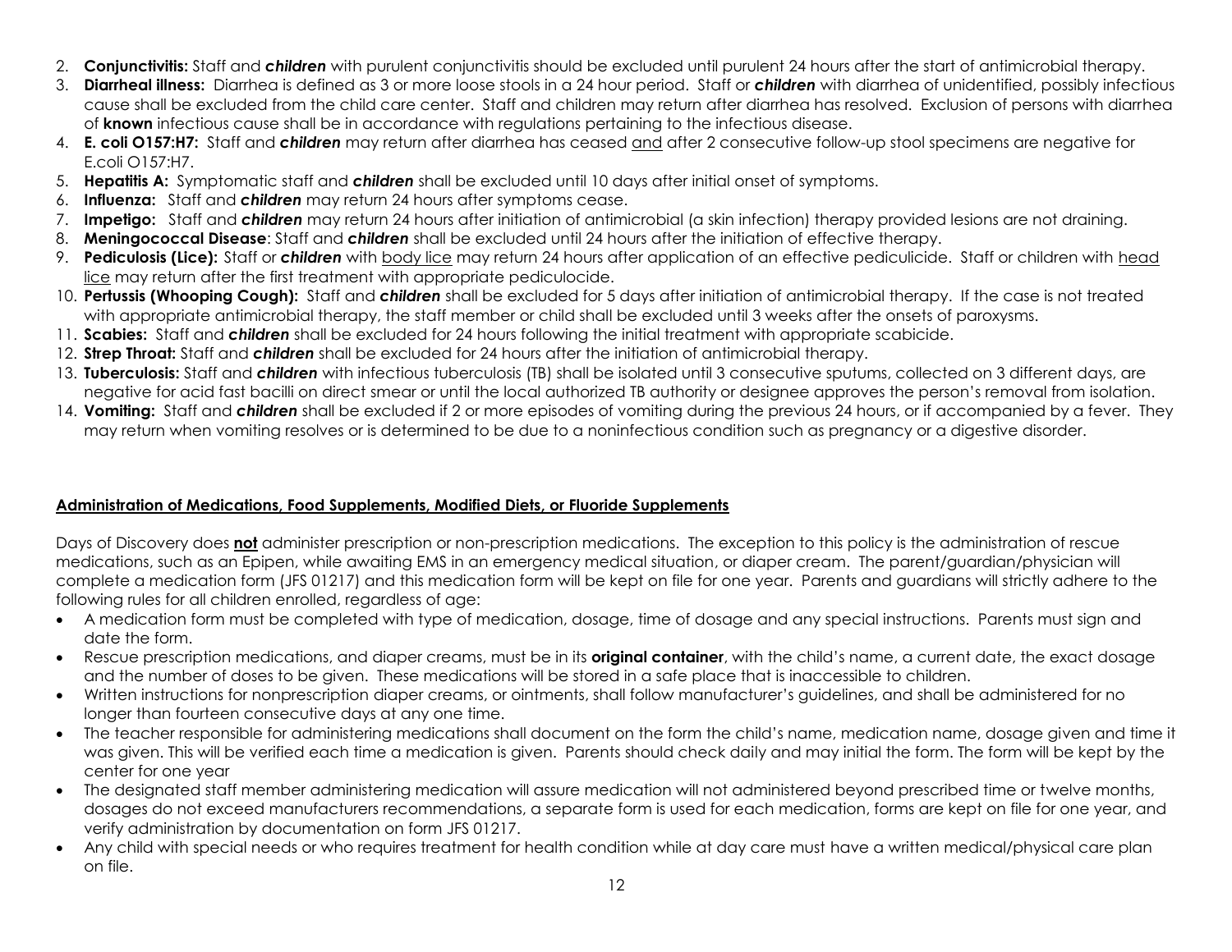2. **Conjunctivitis:** Staff and ***children*** with purulent conjunctivitis should be excluded until purulent 24 hours after the start of antimicrobial therapy.
3. **Diarrheal illness:** Diarrhea is defined as 3 or more loose stools in a 24 hour period. Staff or ***children*** with diarrhea of unidentified, possibly infectious cause shall be excluded from the child care center. Staff and children may return after diarrhea has resolved. Exclusion of persons with diarrhea of **known** infectious cause shall be in accordance with regulations pertaining to the infectious disease.
4. **E. coli O157:H7:** Staff and ***children*** may return after diarrhea has ceased <u>and</u> after 2 consecutive follow-up stool specimens are negative for E.coli O157:H7.
5. **Hepatitis A:** Symptomatic staff and ***children*** shall be excluded until 10 days after initial onset of symptoms.
6. **Influenza:** Staff and ***children*** may return 24 hours after symptoms cease.
7. **Impetigo:** Staff and ***children*** may return 24 hours after initiation of antimicrobial (a skin infection) therapy provided lesions are not draining.
8. **Meningococcal Disease**: Staff and ***children*** shall be excluded until 24 hours after the initiation of effective therapy.
9. **Pediculosis (Lice):** Staff or ***children*** with <u>body lice</u> may return 24 hours after application of an effective pediculicide. Staff or children with <u>head lice</u> may return after the first treatment with appropriate pediculocide.
10. **Pertussis (Whooping Cough):** Staff and ***children*** shall be excluded for 5 days after initiation of antimicrobial therapy. If the case is not treated with appropriate antimicrobial therapy, the staff member or child shall be excluded until 3 weeks after the onsets of paroxysms.
11. **Scabies:** Staff and ***children*** shall be excluded for 24 hours following the initial treatment with appropriate scabicide.
12. **Strep Throat:** Staff and ***children*** shall be excluded for 24 hours after the initiation of antimicrobial therapy.
13. **Tuberculosis:** Staff and ***children*** with infectious tuberculosis (TB) shall be isolated until 3 consecutive sputums, collected on 3 different days, are negative for acid fast bacilli on direct smear or until the local authorized TB authority or designee approves the person's removal from isolation.
14. **Vomiting:** Staff and ***children*** shall be excluded if 2 or more episodes of vomiting during the previous 24 hours, or if accompanied by a fever. They may return when vomiting resolves or is determined to be due to a noninfectious condition such as pregnancy or a digestive disorder.

## <u>Administration of Medications, Food Supplements, Modified Diets, or Fluoride Supplements</u>

Days of Discovery does <u>**not**</u> administer prescription or non-prescription medications. The exception to this policy is the administration of rescue medications, such as an Epipen, while awaiting EMS in an emergency medical situation, or diaper cream. The parent/guardian/physician will complete a medication form (JFS 01217) and this medication form will be kept on file for one year. Parents and guardians will strictly adhere to the following rules for all children enrolled, regardless of age:

- A medication form must be completed with type of medication, dosage, time of dosage and any special instructions. Parents must sign and date the form.
- Rescue prescription medications, and diaper creams, must be in its **original container**, with the child's name, a current date, the exact dosage and the number of doses to be given. These medications will be stored in a safe place that is inaccessible to children.
- Written instructions for nonprescription diaper creams, or ointments, shall follow manufacturer's guidelines, and shall be administered for no longer than fourteen consecutive days at any one time.
- The teacher responsible for administering medications shall document on the form the child's name, medication name, dosage given and time it was given. This will be verified each time a medication is given. Parents should check daily and may initial the form. The form will be kept by the center for one year
- The designated staff member administering medication will assure medication will not administered beyond prescribed time or twelve months, dosages do not exceed manufacturers recommendations, a separate form is used for each medication, forms are kept on file for one year, and verify administration by documentation on form JFS 01217.
- Any child with special needs or who requires treatment for health condition while at day care must have a written medical/physical care plan on file.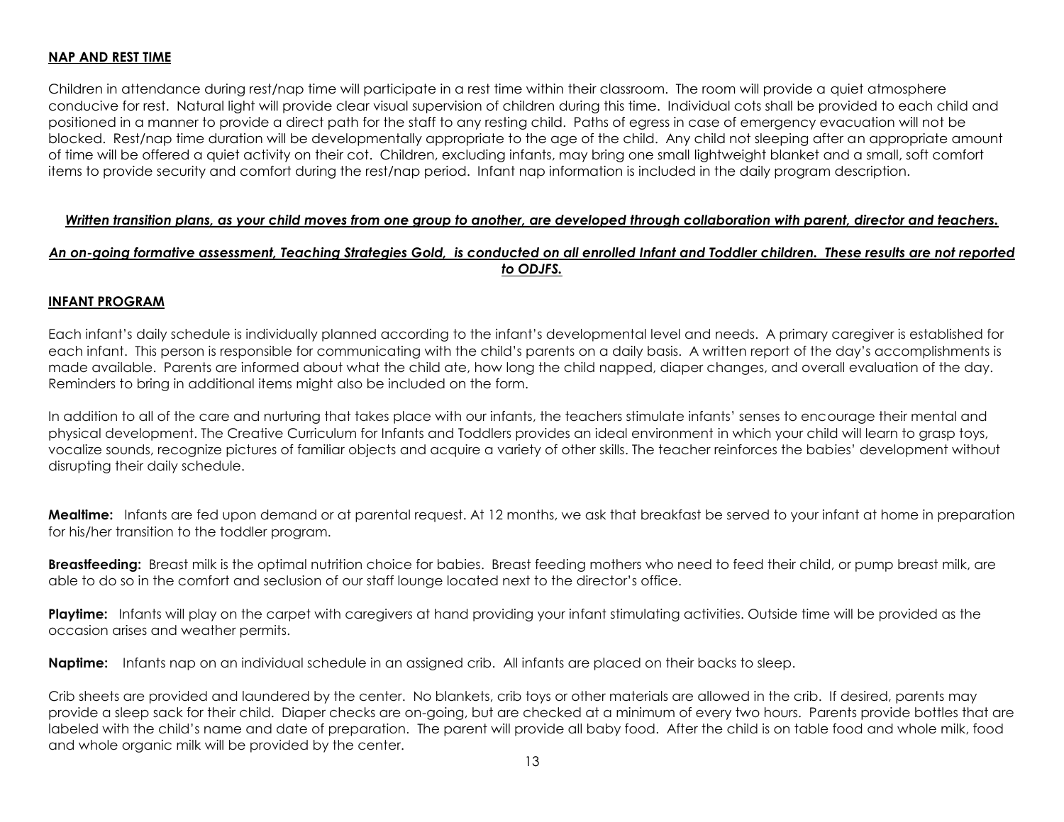## NAP AND REST TIME

Children in attendance during rest/nap time will participate in a rest time within their classroom. The room will provide a quiet atmosphere conducive for rest. Natural light will provide clear visual supervision of children during this time. Individual cots shall be provided to each child and positioned in a manner to provide a direct path for the staff to any resting child. Paths of egress in case of emergency evacuation will not be blocked. Rest/nap time duration will be developmentally appropriate to the age of the child. Any child not sleeping after an appropriate amount of time will be offered a quiet activity on their cot. Children, excluding infants, may bring one small lightweight blanket and a small, soft comfort items to provide security and comfort during the rest/nap period. Infant nap information is included in the daily program description.

***Written transition plans, as your child moves from one group to another, are developed through collaboration with parent, director and teachers.***

***An on-going formative assessment, Teaching Strategies Gold, is conducted on all enrolled Infant and Toddler children. These results are not reported to ODJFS.***

## INFANT PROGRAM

Each infant's daily schedule is individually planned according to the infant's developmental level and needs. A primary caregiver is established for each infant. This person is responsible for communicating with the child's parents on a daily basis. A written report of the day's accomplishments is made available. Parents are informed about what the child ate, how long the child napped, diaper changes, and overall evaluation of the day. Reminders to bring in additional items might also be included on the form.

In addition to all of the care and nurturing that takes place with our infants, the teachers stimulate infants' senses to encourage their mental and physical development. The Creative Curriculum for Infants and Toddlers provides an ideal environment in which your child will learn to grasp toys, vocalize sounds, recognize pictures of familiar objects and acquire a variety of other skills. The teacher reinforces the babies' development without disrupting their daily schedule.

**Mealtime:** Infants are fed upon demand or at parental request. At 12 months, we ask that breakfast be served to your infant at home in preparation for his/her transition to the toddler program.

**Breastfeeding:** Breast milk is the optimal nutrition choice for babies. Breast feeding mothers who need to feed their child, or pump breast milk, are able to do so in the comfort and seclusion of our staff lounge located next to the director's office.

**Playtime:** Infants will play on the carpet with caregivers at hand providing your infant stimulating activities. Outside time will be provided as the occasion arises and weather permits.

**Naptime:** Infants nap on an individual schedule in an assigned crib. All infants are placed on their backs to sleep.

Crib sheets are provided and laundered by the center. No blankets, crib toys or other materials are allowed in the crib. If desired, parents may provide a sleep sack for their child. Diaper checks are on-going, but are checked at a minimum of every two hours. Parents provide bottles that are labeled with the child's name and date of preparation. The parent will provide all baby food. After the child is on table food and whole milk, food and whole organic milk will be provided by the center.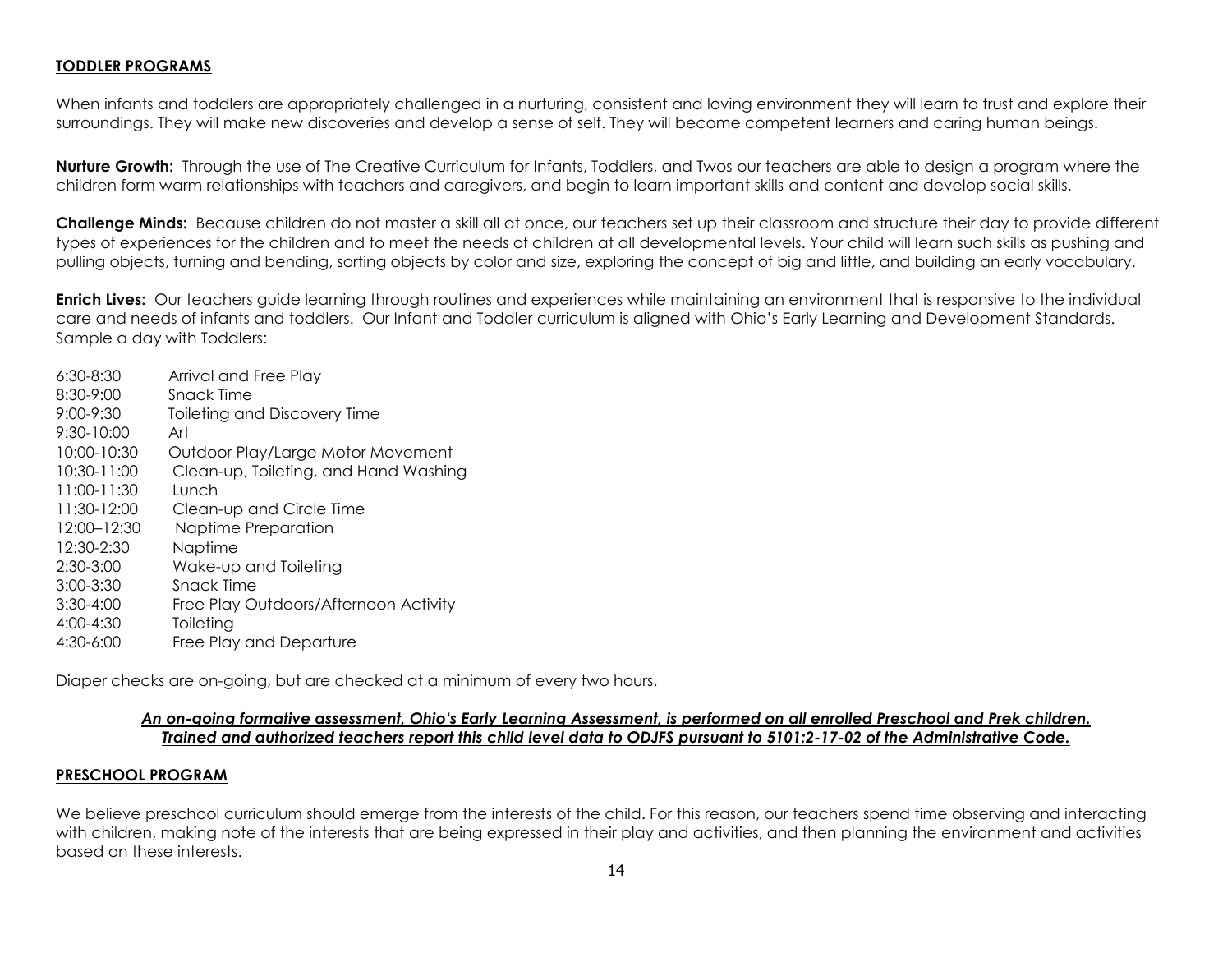## TODDLER PROGRAMS

When infants and toddlers are appropriately challenged in a nurturing, consistent and loving environment they will learn to trust and explore their surroundings. They will make new discoveries and develop a sense of self. They will become competent learners and caring human beings.

**Nurture Growth:** Through the use of The Creative Curriculum for Infants, Toddlers, and Twos our teachers are able to design a program where the children form warm relationships with teachers and caregivers, and begin to learn important skills and content and develop social skills.

**Challenge Minds:** Because children do not master a skill all at once, our teachers set up their classroom and structure their day to provide different types of experiences for the children and to meet the needs of children at all developmental levels. Your child will learn such skills as pushing and pulling objects, turning and bending, sorting objects by color and size, exploring the concept of big and little, and building an early vocabulary.

**Enrich Lives:** Our teachers guide learning through routines and experiences while maintaining an environment that is responsive to the individual care and needs of infants and toddlers. Our Infant and Toddler curriculum is aligned with Ohio's Early Learning and Development Standards. Sample a day with Toddlers:

| | |
|---|---|
| 6:30-8:30 | Arrival and Free Play |
| 8:30-9:00 | Snack Time |
| 9:00-9:30 | Toileting and Discovery Time |
| 9:30-10:00 | Art |
| 10:00-10:30 | Outdoor Play/Large Motor Movement |
| 10:30-11:00 | Clean-up, Toileting, and Hand Washing |
| 11:00-11:30 | Lunch |
| 11:30-12:00 | Clean-up and Circle Time |
| 12:00–12:30 | Naptime Preparation |
| 12:30-2:30 | Naptime |
| 2:30-3:00 | Wake-up and Toileting |
| 3:00-3:30 | Snack Time |
| 3:30-4:00 | Free Play Outdoors/Afternoon Activity |
| 4:00-4:30 | Toileting |
| 4:30-6:00 | Free Play and Departure |

Diaper checks are on-going, but are checked at a minimum of every two hours.

***An on-going formative assessment, Ohio's Early Learning Assessment, is performed on all enrolled Preschool and Prek children. Trained and authorized teachers report this child level data to ODJFS pursuant to 5101:2-17-02 of the Administrative Code.***

## PRESCHOOL PROGRAM

We believe preschool curriculum should emerge from the interests of the child. For this reason, our teachers spend time observing and interacting with children, making note of the interests that are being expressed in their play and activities, and then planning the environment and activities based on these interests.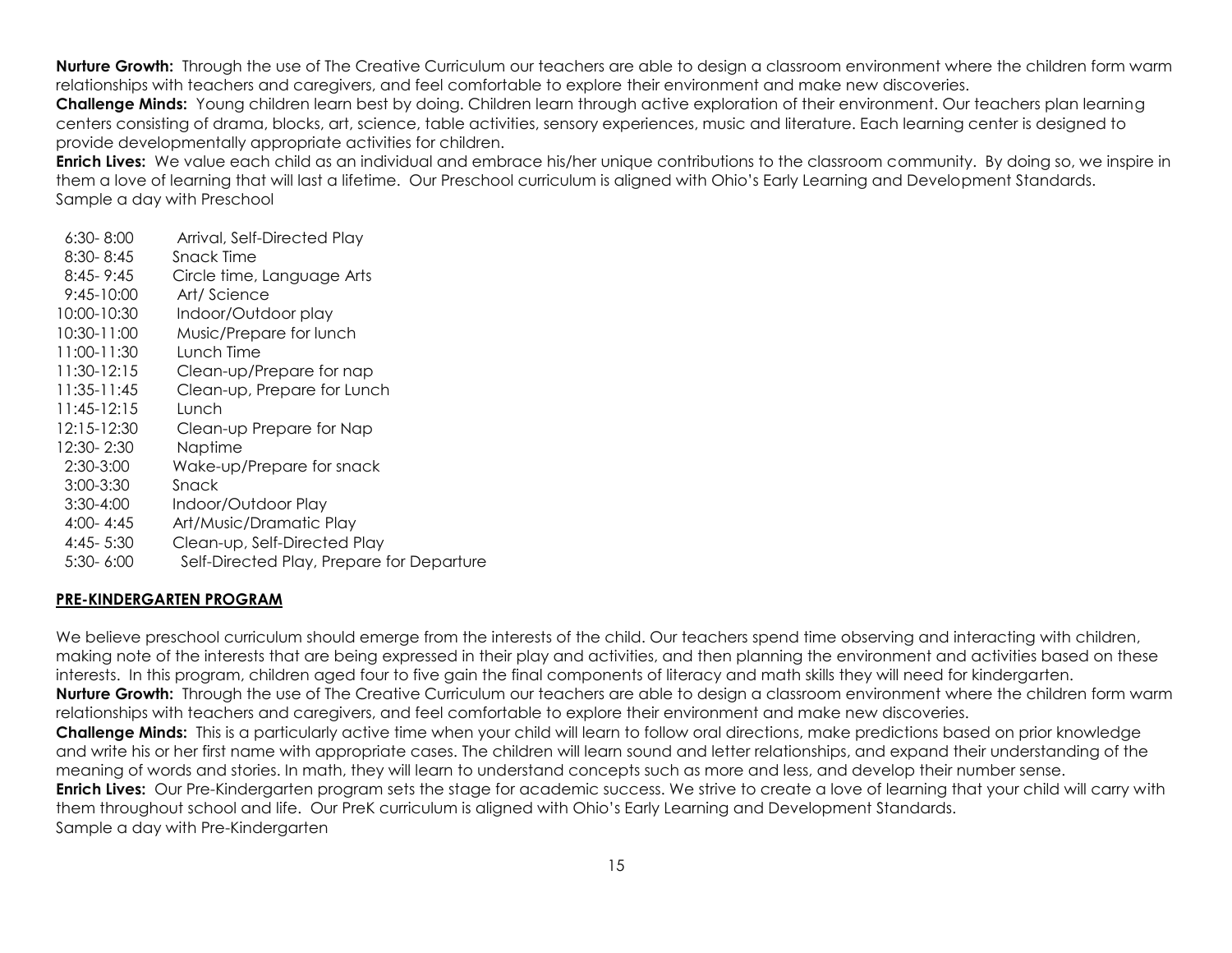**Nurture Growth:** Through the use of The Creative Curriculum our teachers are able to design a classroom environment where the children form warm relationships with teachers and caregivers, and feel comfortable to explore their environment and make new discoveries.

**Challenge Minds:** Young children learn best by doing. Children learn through active exploration of their environment. Our teachers plan learning centers consisting of drama, blocks, art, science, table activities, sensory experiences, music and literature. Each learning center is designed to provide developmentally appropriate activities for children.

**Enrich Lives:** We value each child as an individual and embrace his/her unique contributions to the classroom community. By doing so, we inspire in them a love of learning that will last a lifetime. Our Preschool curriculum is aligned with Ohio's Early Learning and Development Standards.

Sample a day with Preschool

| | |
|---|---|
| 6:30- 8:00 | Arrival, Self-Directed Play |
| 8:30- 8:45 | Snack Time |
| 8:45- 9:45 | Circle time, Language Arts |
| 9:45-10:00 | Art/ Science |
| 10:00-10:30 | Indoor/Outdoor play |
| 10:30-11:00 | Music/Prepare for lunch |
| 11:00-11:30 | Lunch Time |
| 11:30-12:15 | Clean-up/Prepare for nap |
| 11:35-11:45 | Clean-up, Prepare for Lunch |
| 11:45-12:15 | Lunch |
| 12:15-12:30 | Clean-up Prepare for Nap |
| 12:30- 2:30 | Naptime |
| 2:30-3:00 | Wake-up/Prepare for snack |
| 3:00-3:30 | Snack |
| 3:30-4:00 | Indoor/Outdoor Play |
| 4:00- 4:45 | Art/Music/Dramatic Play |
| 4:45- 5:30 | Clean-up, Self-Directed Play |
| 5:30- 6:00 | Self-Directed Play, Prepare for Departure |

## PRE-KINDERGARTEN PROGRAM

We believe preschool curriculum should emerge from the interests of the child. Our teachers spend time observing and interacting with children, making note of the interests that are being expressed in their play and activities, and then planning the environment and activities based on these interests. In this program, children aged four to five gain the final components of literacy and math skills they will need for kindergarten.

**Nurture Growth:** Through the use of The Creative Curriculum our teachers are able to design a classroom environment where the children form warm relationships with teachers and caregivers, and feel comfortable to explore their environment and make new discoveries.

**Challenge Minds:** This is a particularly active time when your child will learn to follow oral directions, make predictions based on prior knowledge and write his or her first name with appropriate cases. The children will learn sound and letter relationships, and expand their understanding of the meaning of words and stories. In math, they will learn to understand concepts such as more and less, and develop their number sense.

**Enrich Lives:** Our Pre-Kindergarten program sets the stage for academic success. We strive to create a love of learning that your child will carry with them throughout school and life. Our PreK curriculum is aligned with Ohio's Early Learning and Development Standards.

Sample a day with Pre-Kindergarten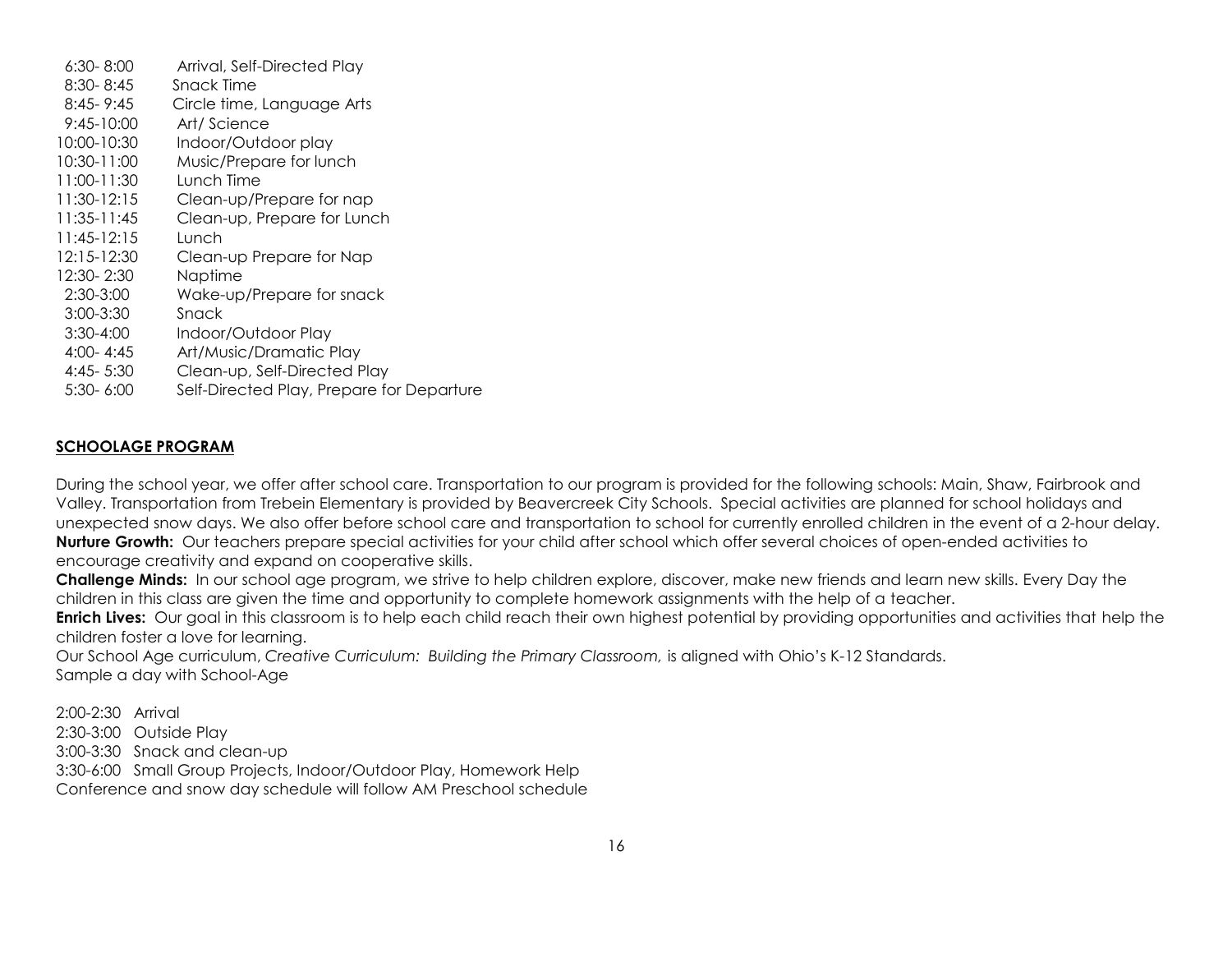| | |
|---|---|
| 6:30- 8:00 | Arrival, Self-Directed Play |
| 8:30- 8:45 | Snack Time |
| 8:45- 9:45 | Circle time, Language Arts |
| 9:45-10:00 | Art/ Science |
| 10:00-10:30 | Indoor/Outdoor play |
| 10:30-11:00 | Music/Prepare for lunch |
| 11:00-11:30 | Lunch Time |
| 11:30-12:15 | Clean-up/Prepare for nap |
| 11:35-11:45 | Clean-up, Prepare for Lunch |
| 11:45-12:15 | Lunch |
| 12:15-12:30 | Clean-up Prepare for Nap |
| 12:30- 2:30 | Naptime |
| 2:30-3:00 | Wake-up/Prepare for snack |
| 3:00-3:30 | Snack |
| 3:30-4:00 | Indoor/Outdoor Play |
| 4:00- 4:45 | Art/Music/Dramatic Play |
| 4:45- 5:30 | Clean-up, Self-Directed Play |
| 5:30- 6:00 | Self-Directed Play, Prepare for Departure |

## SCHOOLAGE PROGRAM

During the school year, we offer after school care. Transportation to our program is provided for the following schools: Main, Shaw, Fairbrook and Valley. Transportation from Trebein Elementary is provided by Beavercreek City Schools. Special activities are planned for school holidays and unexpected snow days. We also offer before school care and transportation to school for currently enrolled children in the event of a 2-hour delay.

**Nurture Growth:** Our teachers prepare special activities for your child after school which offer several choices of open-ended activities to encourage creativity and expand on cooperative skills.

**Challenge Minds:** In our school age program, we strive to help children explore, discover, make new friends and learn new skills. Every Day the children in this class are given the time and opportunity to complete homework assignments with the help of a teacher.

**Enrich Lives:** Our goal in this classroom is to help each child reach their own highest potential by providing opportunities and activities that help the children foster a love for learning.

Our School Age curriculum, *Creative Curriculum: Building the Primary Classroom,* is aligned with Ohio's K-12 Standards.

Sample a day with School-Age

2:00-2:30 Arrival
2:30-3:00 Outside Play
3:00-3:30 Snack and clean-up
3:30-6:00 Small Group Projects, Indoor/Outdoor Play, Homework Help
Conference and snow day schedule will follow AM Preschool schedule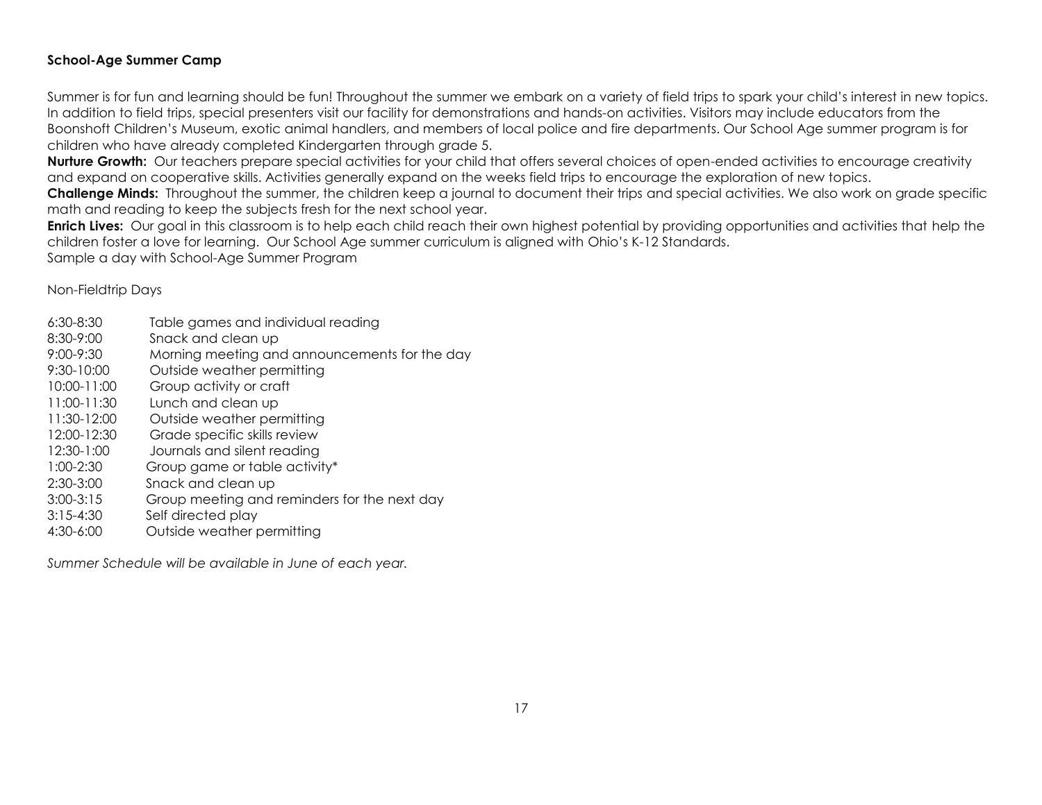**School-Age Summer Camp**

Summer is for fun and learning should be fun! Throughout the summer we embark on a variety of field trips to spark your child's interest in new topics. In addition to field trips, special presenters visit our facility for demonstrations and hands-on activities. Visitors may include educators from the Boonshoft Children's Museum, exotic animal handlers, and members of local police and fire departments. Our School Age summer program is for children who have already completed Kindergarten through grade 5.

**Nurture Growth:** Our teachers prepare special activities for your child that offers several choices of open-ended activities to encourage creativity and expand on cooperative skills. Activities generally expand on the weeks field trips to encourage the exploration of new topics.

**Challenge Minds:** Throughout the summer, the children keep a journal to document their trips and special activities. We also work on grade specific math and reading to keep the subjects fresh for the next school year.

**Enrich Lives:** Our goal in this classroom is to help each child reach their own highest potential by providing opportunities and activities that help the children foster a love for learning. Our School Age summer curriculum is aligned with Ohio's K-12 Standards.

Sample a day with School-Age Summer Program

Non-Fieldtrip Days

| | |
|---|---|
| 6:30-8:30 | Table games and individual reading |
| 8:30-9:00 | Snack and clean up |
| 9:00-9:30 | Morning meeting and announcements for the day |
| 9:30-10:00 | Outside weather permitting |
| 10:00-11:00 | Group activity or craft |
| 11:00-11:30 | Lunch and clean up |
| 11:30-12:00 | Outside weather permitting |
| 12:00-12:30 | Grade specific skills review |
| 12:30-1:00 | Journals and silent reading |
| 1:00-2:30 | Group game or table activity* |
| 2:30-3:00 | Snack and clean up |
| 3:00-3:15 | Group meeting and reminders for the next day |
| 3:15-4:30 | Self directed play |
| 4:30-6:00 | Outside weather permitting |

*Summer Schedule will be available in June of each year.*